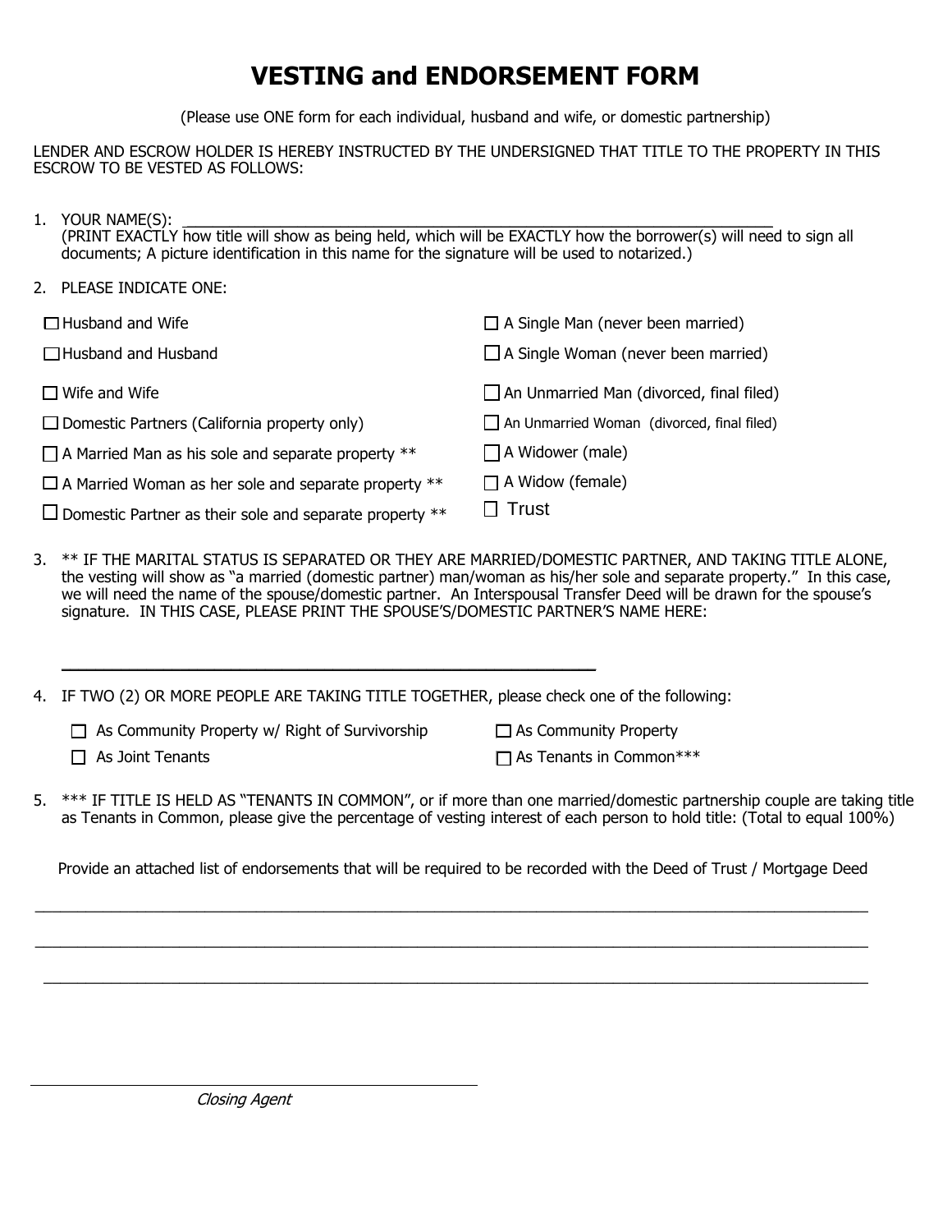# VESTING and ENDORSEMENT FORM

(Please use ONE form for each individual, husband and wife, or domestic partnership)

LENDER AND ESCROW HOLDER IS HEREBY INSTRUCTED BY THE UNDERSIGNED THAT TITLE TO THE PROPERTY IN THIS ESCROW TO BE VESTED AS FOLLOWS:

1. YOUR NAME(S): ____________________________________________________________
   (PRINT EXACTLY how title will show as being held, which will be EXACTLY how the borrower(s) will need to sign all documents; A picture identification in this name for the signature will be used to notarized.)

2. PLEASE INDICATE ONE:

- ☐ Husband and Wife
- ☐ Husband and Husband
- ☐ Wife and Wife
- ☐ Domestic Partners (California property only)
- ☐ A Married Man as his sole and separate property **
- ☐ A Married Woman as her sole and separate property **
- ☐ Domestic Partner as their sole and separate property **
- ☐ A Single Man (never been married)
- ☐ A Single Woman (never been married)
- ☐ An Unmarried Man (divorced, final filed)
- ☐ An Unmarried Woman (divorced, final filed)
- ☐ A Widower (male)
- ☐ A Widow (female)
- ☐ Trust

3. ** IF THE MARITAL STATUS IS SEPARATED OR THEY ARE MARRIED/DOMESTIC PARTNER, AND TAKING TITLE ALONE, the vesting will show as "a married (domestic partner) man/woman as his/her sole and separate property." In this case, we will need the name of the spouse/domestic partner. An Interspousal Transfer Deed will be drawn for the spouse's signature. IN THIS CASE, PLEASE PRINT THE SPOUSE'S/DOMESTIC PARTNER'S NAME HERE:

   ____________________________________________________________

4. IF TWO (2) OR MORE PEOPLE ARE TAKING TITLE TOGETHER, please check one of the following:

- ☐ As Community Property w/ Right of Survivorship
- ☐ As Joint Tenants
- ☐ As Community Property
- ☐ As Tenants in Common***

5. *** IF TITLE IS HELD AS "TENANTS IN COMMON", or if more than one married/domestic partnership couple are taking title as Tenants in Common, please give the percentage of vesting interest of each person to hold title: (Total to equal 100%)

Provide an attached list of endorsements that will be required to be recorded with the Deed of Trust / Mortgage Deed

____________________________________________________________________________________________

____________________________________________________________________________________________

____________________________________________________________________________________________

____________________________________________________________

*Closing Agent*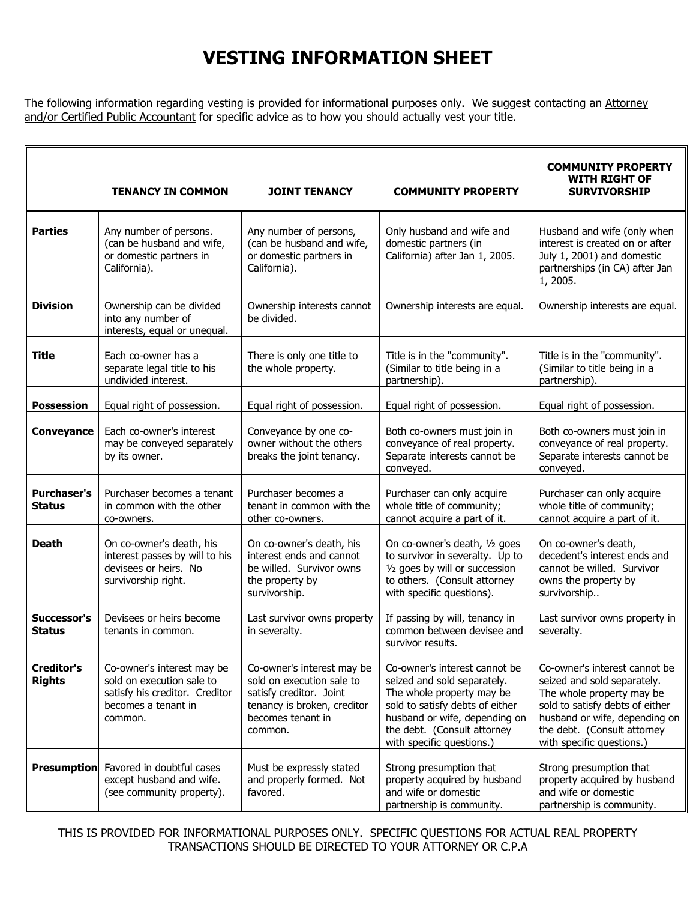# VESTING INFORMATION SHEET

The following information regarding vesting is provided for informational purposes only. We suggest contacting an Attorney and/or Certified Public Accountant for specific advice as to how you should actually vest your title.

| | TENANCY IN COMMON | JOINT TENANCY | COMMUNITY PROPERTY | COMMUNITY PROPERTY WITH RIGHT OF SURVIVORSHIP |
|---|---|---|---|---|
| **Parties** | Any number of persons. (can be husband and wife, or domestic partners in California). | Any number of persons, (can be husband and wife, or domestic partners in California). | Only husband and wife and domestic partners (in California) after Jan 1, 2005. | Husband and wife (only when interest is created on or after July 1, 2001) and domestic partnerships (in CA) after Jan 1, 2005. |
| **Division** | Ownership can be divided into any number of interests, equal or unequal. | Ownership interests cannot be divided. | Ownership interests are equal. | Ownership interests are equal. |
| **Title** | Each co-owner has a separate legal title to his undivided interest. | There is only one title to the whole property. | Title is in the "community". (Similar to title being in a partnership). | Title is in the "community". (Similar to title being in a partnership). |
| **Possession** | Equal right of possession. | Equal right of possession. | Equal right of possession. | Equal right of possession. |
| **Conveyance** | Each co-owner's interest may be conveyed separately by its owner. | Conveyance by one co-owner without the others breaks the joint tenancy. | Both co-owners must join in conveyance of real property. Separate interests cannot be conveyed. | Both co-owners must join in conveyance of real property. Separate interests cannot be conveyed. |
| **Purchaser's Status** | Purchaser becomes a tenant in common with the other co-owners. | Purchaser becomes a tenant in common with the other co-owners. | Purchaser can only acquire whole title of community; cannot acquire a part of it. | Purchaser can only acquire whole title of community; cannot acquire a part of it. |
| **Death** | On co-owner's death, his interest passes by will to his devisees or heirs. No survivorship right. | On co-owner's death, his interest ends and cannot be willed. Survivor owns the property by survivorship. | On co-owner's death, ½ goes to survivor in severalty. Up to ½ goes by will or succession to others. (Consult attorney with specific questions). | On co-owner's death, decedent's interest ends and cannot be willed. Survivor owns the property by survivorship.. |
| **Successor's Status** | Devisees or heirs become tenants in common. | Last survivor owns property in severalty. | If passing by will, tenancy in common between devisee and survivor results. | Last survivor owns property in severalty. |
| **Creditor's Rights** | Co-owner's interest may be sold on execution sale to satisfy his creditor. Creditor becomes a tenant in common. | Co-owner's interest may be sold on execution sale to satisfy creditor. Joint tenancy is broken, creditor becomes tenant in common. | Co-owner's interest cannot be seized and sold separately. The whole property may be sold to satisfy debts of either husband or wife, depending on the debt. (Consult attorney with specific questions.) | Co-owner's interest cannot be seized and sold separately. The whole property may be sold to satisfy debts of either husband or wife, depending on the debt. (Consult attorney with specific questions.) |
| **Presumption** | Favored in doubtful cases except husband and wife. (see community property). | Must be expressly stated and properly formed. Not favored. | Strong presumption that property acquired by husband and wife or domestic partnership is community. | Strong presumption that property acquired by husband and wife or domestic partnership is community. |

THIS IS PROVIDED FOR INFORMATIONAL PURPOSES ONLY. SPECIFIC QUESTIONS FOR ACTUAL REAL PROPERTY TRANSACTIONS SHOULD BE DIRECTED TO YOUR ATTORNEY OR C.P.A